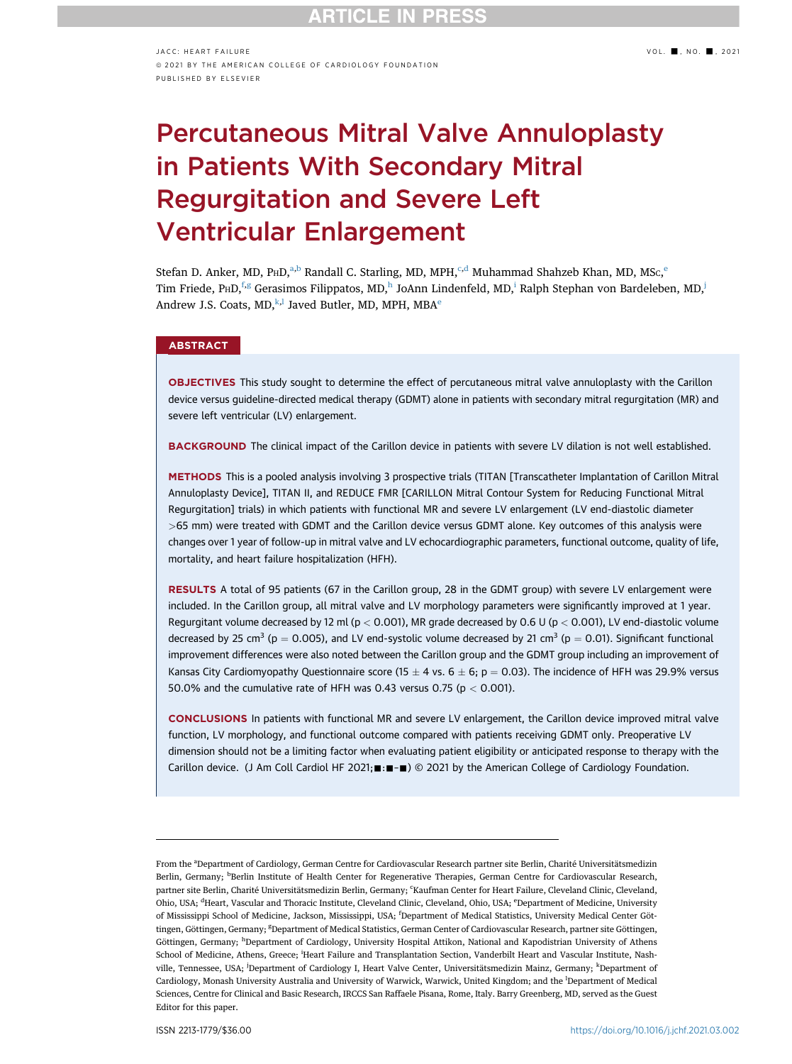# Percutaneous Mitral Valve Annuloplasty in Patients With Secondary Mitral Regurgitation and Severe Left Ventricular Enlargement

Stefan D. Anker, MD, PhD,[a,b] Randall C. Starling, MD, MPH,[c,d] Muhammad Shahzeb Khan, MD, MSc,[e] Tim Friede, PhD,[f,g] Gerasimos Filippatos, MD,[h] JoAnn Lindenfeld, MD,[i] Ralph Stephan von Bardeleben, MD,[j] Andrew J.S. Coats, MD,[k,l] Javed Butler, MD, MPH, MBA[e]

## ABSTRACT

**OBJECTIVES** This study sought to determine the effect of percutaneous mitral valve annuloplasty with the Carillon device versus guideline-directed medical therapy (GDMT) alone in patients with secondary mitral regurgitation (MR) and severe left ventricular (LV) enlargement.

**BACKGROUND** The clinical impact of the Carillon device in patients with severe LV dilation is not well established.

**METHODS** This is a pooled analysis involving 3 prospective trials (TITAN [Transcatheter Implantation of Carillon Mitral Annuloplasty Device], TITAN II, and REDUCE FMR [CARILLON Mitral Contour System for Reducing Functional Mitral Regurgitation] trials) in which patients with functional MR and severe LV enlargement (LV end-diastolic diameter >65 mm) were treated with GDMT and the Carillon device versus GDMT alone. Key outcomes of this analysis were changes over 1 year of follow-up in mitral valve and LV echocardiographic parameters, functional outcome, quality of life, mortality, and heart failure hospitalization (HFH).

**RESULTS** A total of 95 patients (67 in the Carillon group, 28 in the GDMT group) with severe LV enlargement were included. In the Carillon group, all mitral valve and LV morphology parameters were significantly improved at 1 year. Regurgitant volume decreased by 12 ml ($p < 0.001$), MR grade decreased by 0.6 U ($p < 0.001$), LV end-diastolic volume decreased by 25 $cm^3$ ($p = 0.005$), and LV end-systolic volume decreased by 21 $cm^3$ ($p = 0.01$). Significant functional improvement differences were also noted between the Carillon group and the GDMT group including an improvement of Kansas City Cardiomyopathy Questionnaire score ($15 \pm 4$ vs. $6 \pm 6$; $p = 0.03$). The incidence of HFH was 29.9% versus 50.0% and the cumulative rate of HFH was 0.43 versus 0.75 ($p < 0.001$).

**CONCLUSIONS** In patients with functional MR and severe LV enlargement, the Carillon device improved mitral valve function, LV morphology, and functional outcome compared with patients receiving GDMT only. Preoperative LV dimension should not be a limiting factor when evaluating patient eligibility or anticipated response to therapy with the Carillon device. (J Am Coll Cardiol HF 2021;■:■–■) © 2021 by the American College of Cardiology Foundation.

---

From the [a]Department of Cardiology, German Centre for Cardiovascular Research partner site Berlin, Charité Universitätsmedizin Berlin, Germany; [b]Berlin Institute of Health Center for Regenerative Therapies, German Centre for Cardiovascular Research, partner site Berlin, Charité Universitätsmedizin Berlin, Germany; [c]Kaufman Center for Heart Failure, Cleveland Clinic, Cleveland, Ohio, USA; [d]Heart, Vascular and Thoracic Institute, Cleveland Clinic, Cleveland, Ohio, USA; [e]Department of Medicine, University of Mississippi School of Medicine, Jackson, Mississippi, USA; [f]Department of Medical Statistics, University Medical Center Göttingen, Göttingen, Germany; [g]Department of Medical Statistics, German Center of Cardiovascular Research, partner site Göttingen, Göttingen, Germany; [h]Department of Cardiology, University Hospital Attikon, National and Kapodistrian University of Athens School of Medicine, Athens, Greece; [i]Heart Failure and Transplantation Section, Vanderbilt Heart and Vascular Institute, Nashville, Tennessee, USA; [j]Department of Cardiology I, Heart Valve Center, Universitätsmedizin Mainz, Germany; [k]Department of Cardiology, Monash University Australia and University of Warwick, Warwick, United Kingdom; and the [l]Department of Medical Sciences, Centre for Clinical and Basic Research, IRCCS San Raffaele Pisana, Rome, Italy. Barry Greenberg, MD, served as the Guest Editor for this paper.

ISSN 2213-1779/$36.00

https://doi.org/10.1016/j.jchf.2021.03.002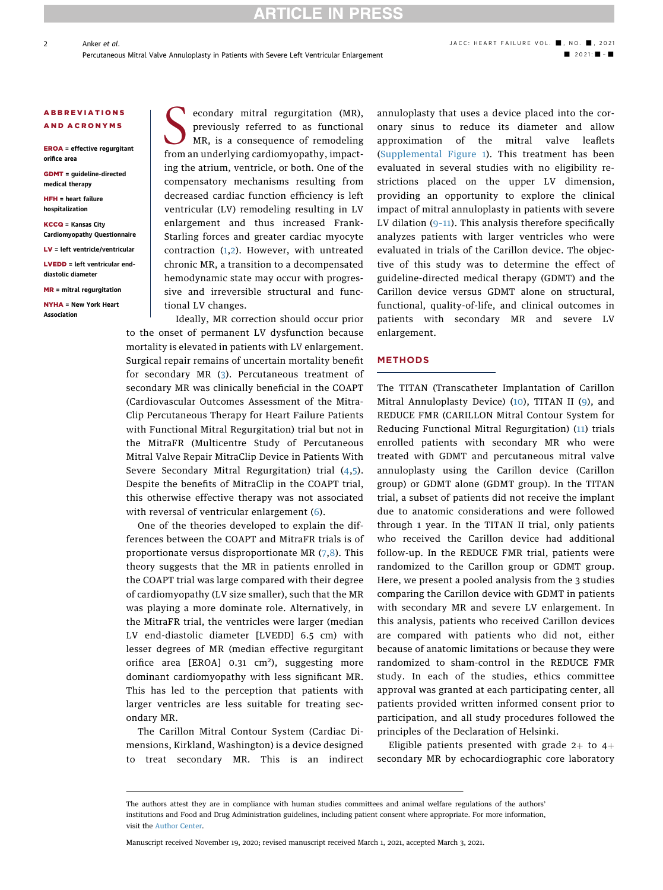**ABBREVIATIONS AND ACRONYMS**

**EROA** = effective regurgitant orifice area

**GDMT** = guideline-directed medical therapy

**HFH** = heart failure hospitalization

**KCCQ** = Kansas City Cardiomyopathy Questionnaire

**LV** = left ventricle/ventricular

**LVEDD** = left ventricular end-diastolic diameter

**MR** = mitral regurgitation

**NYHA** = New York Heart Association

Secondary mitral regurgitation (MR), previously referred to as functional MR, is a consequence of remodeling from an underlying cardiomyopathy, impacting the atrium, ventricle, or both. One of the compensatory mechanisms resulting from decreased cardiac function efficiency is left ventricular (LV) remodeling resulting in LV enlargement and thus increased Frank-Starling forces and greater cardiac myocyte contraction (1,2). However, with untreated chronic MR, a transition to a decompensated hemodynamic state may occur with progressive and irreversible structural and functional LV changes.

Ideally, MR correction should occur prior to the onset of permanent LV dysfunction because mortality is elevated in patients with LV enlargement. Surgical repair remains of uncertain mortality benefit for secondary MR (3). Percutaneous treatment of secondary MR was clinically beneficial in the COAPT (Cardiovascular Outcomes Assessment of the MitraClip Percutaneous Therapy for Heart Failure Patients with Functional Mitral Regurgitation) trial but not in the MitraFR (Multicentre Study of Percutaneous Mitral Valve Repair MitraClip Device in Patients With Severe Secondary Mitral Regurgitation) trial (4,5). Despite the benefits of MitraClip in the COAPT trial, this otherwise effective therapy was not associated with reversal of ventricular enlargement (6).

One of the theories developed to explain the differences between the COAPT and MitraFR trials is of proportionate versus disproportionate MR (7,8). This theory suggests that the MR in patients enrolled in the COAPT trial was large compared with their degree of cardiomyopathy (LV size smaller), such that the MR was playing a more dominate role. Alternatively, in the MitraFR trial, the ventricles were larger (median LV end-diastolic diameter [LVEDD] 6.5 cm) with lesser degrees of MR (median effective regurgitant orifice area [EROA] 0.31 cm²), suggesting more dominant cardiomyopathy with less significant MR. This has led to the perception that patients with larger ventricles are less suitable for treating secondary MR.

The Carillon Mitral Contour System (Cardiac Dimensions, Kirkland, Washington) is a device designed to treat secondary MR. This is an indirect annuloplasty that uses a device placed into the coronary sinus to reduce its diameter and allow approximation of the mitral valve leaflets (Supplemental Figure 1). This treatment has been evaluated in several studies with no eligibility restrictions placed on the upper LV dimension, providing an opportunity to explore the clinical impact of mitral annuloplasty in patients with severe LV dilation (9–11). This analysis therefore specifically analyzes patients with larger ventricles who were evaluated in trials of the Carillon device. The objective of this study was to determine the effect of guideline-directed medical therapy (GDMT) and the Carillon device versus GDMT alone on structural, functional, quality-of-life, and clinical outcomes in patients with secondary MR and severe LV enlargement.

## METHODS

The TITAN (Transcatheter Implantation of Carillon Mitral Annuloplasty Device) (10), TITAN II (9), and REDUCE FMR (CARILLON Mitral Contour System for Reducing Functional Mitral Regurgitation) (11) trials enrolled patients with secondary MR who were treated with GDMT and percutaneous mitral valve annuloplasty using the Carillon device (Carillon group) or GDMT alone (GDMT group). In the TITAN trial, a subset of patients did not receive the implant due to anatomic considerations and were followed through 1 year. In the TITAN II trial, only patients who received the Carillon device had additional follow-up. In the REDUCE FMR trial, patients were randomized to the Carillon group or GDMT group. Here, we present a pooled analysis from the 3 studies comparing the Carillon device with GDMT in patients with secondary MR and severe LV enlargement. In this analysis, patients who received Carillon devices are compared with patients who did not, either because of anatomic limitations or because they were randomized to sham-control in the REDUCE FMR study. In each of the studies, ethics committee approval was granted at each participating center, all patients provided written informed consent prior to participation, and all study procedures followed the principles of the Declaration of Helsinki.

Eligible patients presented with grade 2+ to 4+ secondary MR by echocardiographic core laboratory

---

The authors attest they are in compliance with human studies committees and animal welfare regulations of the authors' institutions and Food and Drug Administration guidelines, including patient consent where appropriate. For more information, visit the Author Center.

Manuscript received November 19, 2020; revised manuscript received March 1, 2021, accepted March 3, 2021.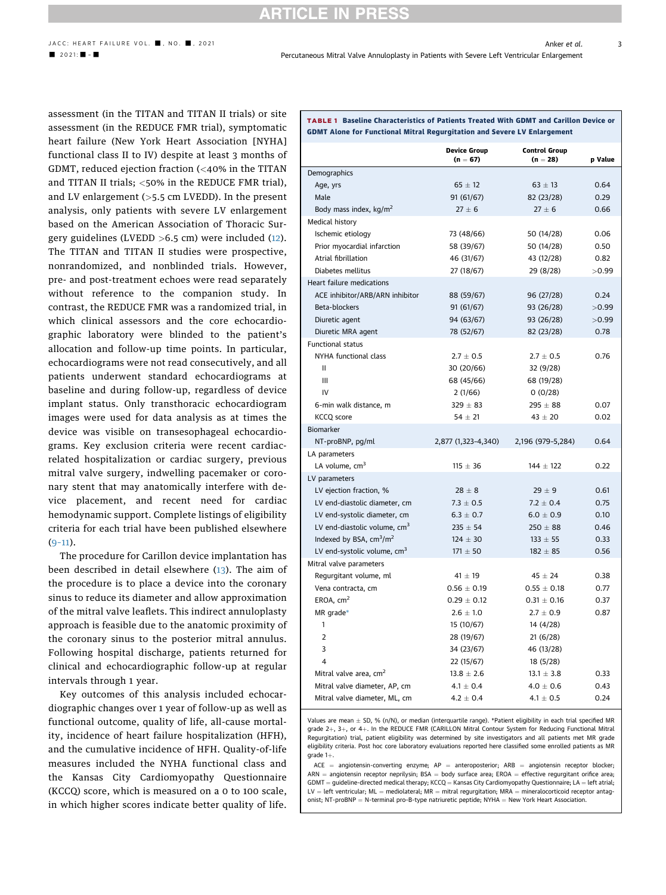assessment (in the TITAN and TITAN II trials) or site assessment (in the REDUCE FMR trial), symptomatic heart failure (New York Heart Association [NYHA] functional class II to IV) despite at least 3 months of GDMT, reduced ejection fraction (<40% in the TITAN and TITAN II trials; <50% in the REDUCE FMR trial), and LV enlargement (>5.5 cm LVEDD). In the present analysis, only patients with severe LV enlargement based on the American Association of Thoracic Surgery guidelines (LVEDD >6.5 cm) were included (12). The TITAN and TITAN II studies were prospective, nonrandomized, and nonblinded trials. However, pre- and post-treatment echoes were read separately without reference to the companion study. In contrast, the REDUCE FMR was a randomized trial, in which clinical assessors and the core echocardiographic laboratory were blinded to the patient's allocation and follow-up time points. In particular, echocardiograms were not read consecutively, and all patients underwent standard echocardiograms at baseline and during follow-up, regardless of device implant status. Only transthoracic echocardiogram images were used for data analysis as at times the device was visible on transesophageal echocardiograms. Key exclusion criteria were recent cardiac-related hospitalization or cardiac surgery, previous mitral valve surgery, indwelling pacemaker or coronary stent that may anatomically interfere with device placement, and recent need for cardiac hemodynamic support. Complete listings of eligibility criteria for each trial have been published elsewhere (9–11).

The procedure for Carillon device implantation has been described in detail elsewhere (13). The aim of the procedure is to place a device into the coronary sinus to reduce its diameter and allow approximation of the mitral valve leaflets. This indirect annuloplasty approach is feasible due to the anatomic proximity of the coronary sinus to the posterior mitral annulus. Following hospital discharge, patients returned for clinical and echocardiographic follow-up at regular intervals through 1 year.

Key outcomes of this analysis included echocardiographic changes over 1 year of follow-up as well as functional outcome, quality of life, all-cause mortality, incidence of heart failure hospitalization (HFH), and the cumulative incidence of HFH. Quality-of-life measures included the NYHA functional class and the Kansas City Cardiomyopathy Questionnaire (KCCQ) score, which is measured on a 0 to 100 scale, in which higher scores indicate better quality of life.

**TABLE 1 Baseline Characteristics of Patients Treated With GDMT and Carillon Device or GDMT Alone for Functional Mitral Regurgitation and Severe LV Enlargement**

| | Device Group (n = 67) | Control Group (n = 28) | p Value |
|---|---|---|---|
| **Demographics** | | | |
| Age, yrs | 65 ± 12 | 63 ± 13 | 0.64 |
| Male | 91 (61/67) | 82 (23/28) | 0.29 |
| Body mass index, kg/m$^2$ | 27 ± 6 | 27 ± 6 | 0.66 |
| **Medical history** | | | |
| Ischemic etiology | 73 (48/66) | 50 (14/28) | 0.06 |
| Prior myocardial infarction | 58 (39/67) | 50 (14/28) | 0.50 |
| Atrial fibrillation | 46 (31/67) | 43 (12/28) | 0.82 |
| Diabetes mellitus | 27 (18/67) | 29 (8/28) | >0.99 |
| **Heart failure medications** | | | |
| ACE inhibitor/ARB/ARN inhibitor | 88 (59/67) | 96 (27/28) | 0.24 |
| Beta-blockers | 91 (61/67) | 93 (26/28) | >0.99 |
| Diuretic agent | 94 (63/67) | 93 (26/28) | >0.99 |
| Diuretic MRA agent | 78 (52/67) | 82 (23/28) | 0.78 |
| **Functional status** | | | |
| NYHA functional class | 2.7 ± 0.5 | 2.7 ± 0.5 | 0.76 |
| II | 30 (20/66) | 32 (9/28) | |
| III | 68 (45/66) | 68 (19/28) | |
| IV | 2 (1/66) | 0 (0/28) | |
| 6-min walk distance, m | 329 ± 83 | 295 ± 88 | 0.07 |
| KCCQ score | 54 ± 21 | 43 ± 20 | 0.02 |
| **Biomarker** | | | |
| NT-proBNP, pg/ml | 2,877 (1,323–4,340) | 2,196 (979–5,284) | 0.64 |
| **LA parameters** | | | |
| LA volume, cm$^3$ | 115 ± 36 | 144 ± 122 | 0.22 |
| **LV parameters** | | | |
| LV ejection fraction, % | 28 ± 8 | 29 ± 9 | 0.61 |
| LV end-diastolic diameter, cm | 7.3 ± 0.5 | 7.2 ± 0.4 | 0.75 |
| LV end-systolic diameter, cm | 6.3 ± 0.7 | 6.0 ± 0.9 | 0.10 |
| LV end-diastolic volume, cm$^3$ | 235 ± 54 | 250 ± 88 | 0.46 |
| Indexed by BSA, cm$^3$/m$^2$ | 124 ± 30 | 133 ± 55 | 0.33 |
| LV end-systolic volume, cm$^3$ | 171 ± 50 | 182 ± 85 | 0.56 |
| **Mitral valve parameters** | | | |
| Regurgitant volume, ml | 41 ± 19 | 45 ± 24 | 0.38 |
| Vena contracta, cm | 0.56 ± 0.19 | 0.55 ± 0.18 | 0.77 |
| EROA, cm$^2$ | 0.29 ± 0.12 | 0.31 ± 0.16 | 0.37 |
| MR grade* | 2.6 ± 1.0 | 2.7 ± 0.9 | 0.87 |
| 1 | 15 (10/67) | 14 (4/28) | |
| 2 | 28 (19/67) | 21 (6/28) | |
| 3 | 34 (23/67) | 46 (13/28) | |
| 4 | 22 (15/67) | 18 (5/28) | |
| Mitral valve area, cm$^2$ | 13.8 ± 2.6 | 13.1 ± 3.8 | 0.33 |
| Mitral valve diameter, AP, cm | 4.1 ± 0.4 | 4.0 ± 0.6 | 0.43 |
| Mitral valve diameter, ML, cm | 4.2 ± 0.4 | 4.1 ± 0.5 | 0.24 |

Values are mean ± SD, % (n/N), or median (interquartile range). *Patient eligibility in each trial specified MR grade 2+, 3+, or 4+. In the REDUCE FMR (CARILLON Mitral Contour System for Reducing Functional Mitral Regurgitation) trial, patient eligibility was determined by site investigators and all patients met MR grade eligibility criteria. Post hoc core laboratory evaluations reported here classified some enrolled patients as MR grade 1+.

ACE = angiotensin-converting enzyme; AP = anteroposterior; ARB = angiotensin receptor blocker; ARN = angiotensin receptor neprilysin; BSA = body surface area; EROA = effective regurgitant orifice area; GDMT = guideline-directed medical therapy; KCCQ = Kansas City Cardiomyopathy Questionnaire; LA = left atrial; LV = left ventricular; ML = mediolateral; MR = mitral regurgitation; MRA = mineralocorticoid receptor antagonist; NT-proBNP = N-terminal pro-B-type natriuretic peptide; NYHA = New York Heart Association.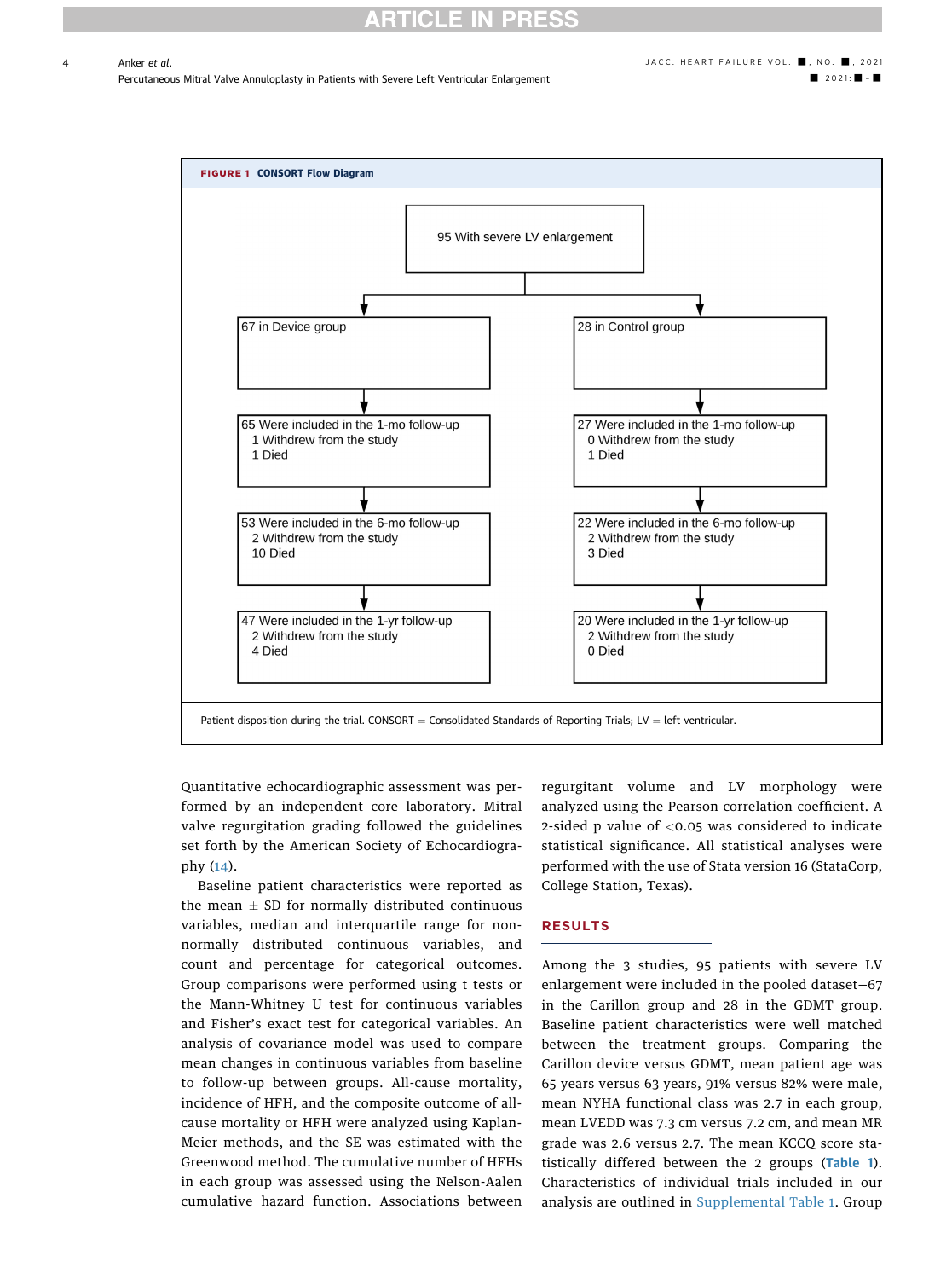**FIGURE 1** CONSORT Flow Diagram

95 With severe LV enlargement

**Device group**

- 67 in Device group
- 65 Were included in the 1-mo follow-up
  - 1 Withdrew from the study
  - 1 Died
- 53 Were included in the 6-mo follow-up
  - 2 Withdrew from the study
  - 10 Died
- 47 Were included in the 1-yr follow-up
  - 2 Withdrew from the study
  - 4 Died

**Control group**

- 28 in Control group
- 27 Were included in the 1-mo follow-up
  - 0 Withdrew from the study
  - 1 Died
- 22 Were included in the 6-mo follow-up
  - 2 Withdrew from the study
  - 3 Died
- 20 Were included in the 1-yr follow-up
  - 2 Withdrew from the study
  - 0 Died

Patient disposition during the trial. CONSORT = Consolidated Standards of Reporting Trials; LV = left ventricular.

Quantitative echocardiographic assessment was performed by an independent core laboratory. Mitral valve regurgitation grading followed the guidelines set forth by the American Society of Echocardiography (14).

Baseline patient characteristics were reported as the mean ± SD for normally distributed continuous variables, median and interquartile range for nonnormally distributed continuous variables, and count and percentage for categorical outcomes. Group comparisons were performed using t tests or the Mann-Whitney U test for continuous variables and Fisher's exact test for categorical variables. An analysis of covariance model was used to compare mean changes in continuous variables from baseline to follow-up between groups. All-cause mortality, incidence of HFH, and the composite outcome of all-cause mortality or HFH were analyzed using Kaplan-Meier methods, and the SE was estimated with the Greenwood method. The cumulative number of HFHs in each group was assessed using the Nelson-Aalen cumulative hazard function. Associations between regurgitant volume and LV morphology were analyzed using the Pearson correlation coefficient. A 2-sided p value of $<0.05$ was considered to indicate statistical significance. All statistical analyses were performed with the use of Stata version 16 (StataCorp, College Station, Texas).

## RESULTS

Among the 3 studies, 95 patients with severe LV enlargement were included in the pooled dataset—67 in the Carillon group and 28 in the GDMT group. Baseline patient characteristics were well matched between the treatment groups. Comparing the Carillon device versus GDMT, mean patient age was 65 years versus 63 years, 91% versus 82% were male, mean NYHA functional class was 2.7 in each group, mean LVEDD was 7.3 cm versus 7.2 cm, and mean MR grade was 2.6 versus 2.7. The mean KCCQ score statistically differed between the 2 groups (Table 1). Characteristics of individual trials included in our analysis are outlined in Supplemental Table 1. Group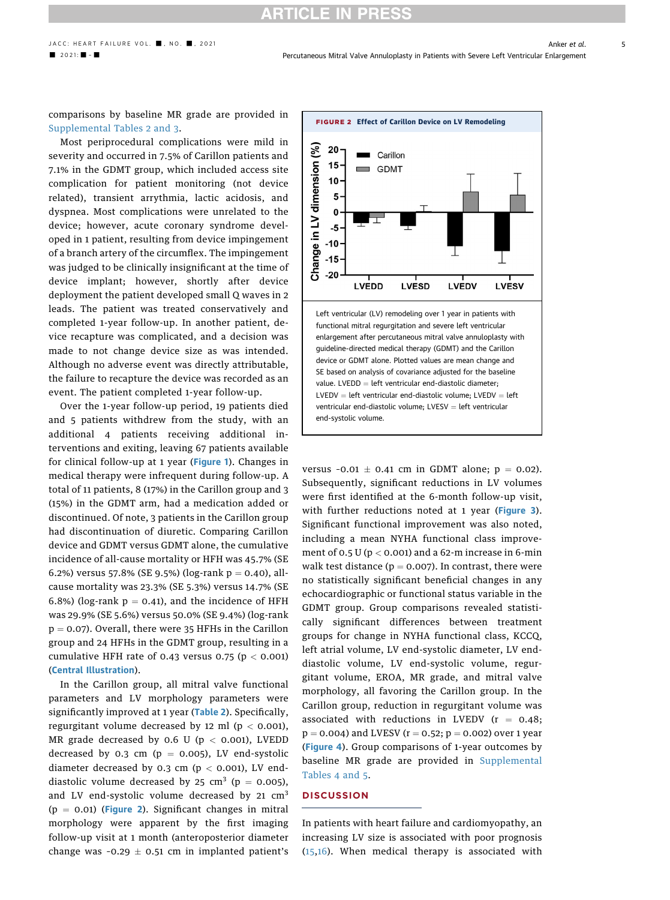comparisons by baseline MR grade are provided in Supplemental Tables 2 and 3.

Most periprocedural complications were mild in severity and occurred in 7.5% of Carillon patients and 7.1% in the GDMT group, which included access site complication for patient monitoring (not device related), transient arrythmia, lactic acidosis, and dyspnea. Most complications were unrelated to the device; however, acute coronary syndrome developed in 1 patient, resulting from device impingement of a branch artery of the circumflex. The impingement was judged to be clinically insignificant at the time of device implant; however, shortly after device deployment the patient developed small Q waves in 2 leads. The patient was treated conservatively and completed 1-year follow-up. In another patient, device recapture was complicated, and a decision was made to not change device size as was intended. Although no adverse event was directly attributable, the failure to recapture the device was recorded as an event. The patient completed 1-year follow-up.

Over the 1-year follow-up period, 19 patients died and 5 patients withdrew from the study, with an additional 4 patients receiving additional interventions and exiting, leaving 67 patients available for clinical follow-up at 1 year (Figure 1). Changes in medical therapy were infrequent during follow-up. A total of 11 patients, 8 (17%) in the Carillon group and 3 (15%) in the GDMT arm, had a medication added or discontinued. Of note, 3 patients in the Carillon group had discontinuation of diuretic. Comparing Carillon device and GDMT versus GDMT alone, the cumulative incidence of all-cause mortality or HFH was 45.7% (SE 6.2%) versus 57.8% (SE 9.5%) (log-rank $p = 0.40$), all-cause mortality was 23.3% (SE 5.3%) versus 14.7% (SE 6.8%) (log-rank $p = 0.41$), and the incidence of HFH was 29.9% (SE 5.6%) versus 50.0% (SE 9.4%) (log-rank $p = 0.07$). Overall, there were 35 HFHs in the Carillon group and 24 HFHs in the GDMT group, resulting in a cumulative HFH rate of 0.43 versus 0.75 ($p < 0.001$) (Central Illustration).

In the Carillon group, all mitral valve functional parameters and LV morphology parameters were significantly improved at 1 year (Table 2). Specifically, regurgitant volume decreased by 12 ml ($p < 0.001$), MR grade decreased by 0.6 U ($p < 0.001$), LVEDD decreased by 0.3 cm ($p = 0.005$), LV end-systolic diameter decreased by 0.3 cm ($p < 0.001$), LV end-diastolic volume decreased by 25 $cm^3$ ($p = 0.005$), and LV end-systolic volume decreased by 21 $cm^3$ ($p = 0.01$) (Figure 2). Significant changes in mitral morphology were apparent by the first imaging follow-up visit at 1 month (anteroposterior diameter change was $-0.29 \pm 0.51$ cm in implanted patient's versus $-0.01 \pm 0.41$ cm in GDMT alone; $p = 0.02$). Subsequently, significant reductions in LV volumes were first identified at the 6-month follow-up visit, with further reductions noted at 1 year (Figure 3). Significant functional improvement was also noted, including a mean NYHA functional class improvement of 0.5 U ($p < 0.001$) and a 62-m increase in 6-min walk test distance ($p = 0.007$). In contrast, there were no statistically significant beneficial changes in any echocardiographic or functional status variable in the GDMT group. Group comparisons revealed statistically significant differences between treatment groups for change in NYHA functional class, KCCQ, left atrial volume, LV end-systolic diameter, LV end-diastolic volume, LV end-systolic volume, regurgitant volume, EROA, MR grade, and mitral valve morphology, all favoring the Carillon group. In the Carillon group, reduction in regurgitant volume was associated with reductions in LVEDV ($r = 0.48$; $p = 0.004$) and LVESV ($r = 0.52$; $p = 0.002$) over 1 year (Figure 4). Group comparisons of 1-year outcomes by baseline MR grade are provided in Supplemental Tables 4 and 5.

**FIGURE 2** Effect of Carillon Device on LV Remodeling

Left ventricular (LV) remodeling over 1 year in patients with functional mitral regurgitation and severe left ventricular enlargement after percutaneous mitral valve annuloplasty with guideline-directed medical therapy (GDMT) and the Carillon device or GDMT alone. Plotted values are mean change and SE based on analysis of covariance adjusted for the baseline value. LVEDD = left ventricular end-diastolic diameter; LVEDV = left ventricular end-diastolic volume; LVEDV = left ventricular end-diastolic volume; LVESV = left ventricular end-systolic volume.

## DISCUSSION

In patients with heart failure and cardiomyopathy, an increasing LV size is associated with poor prognosis (15,16). When medical therapy is associated with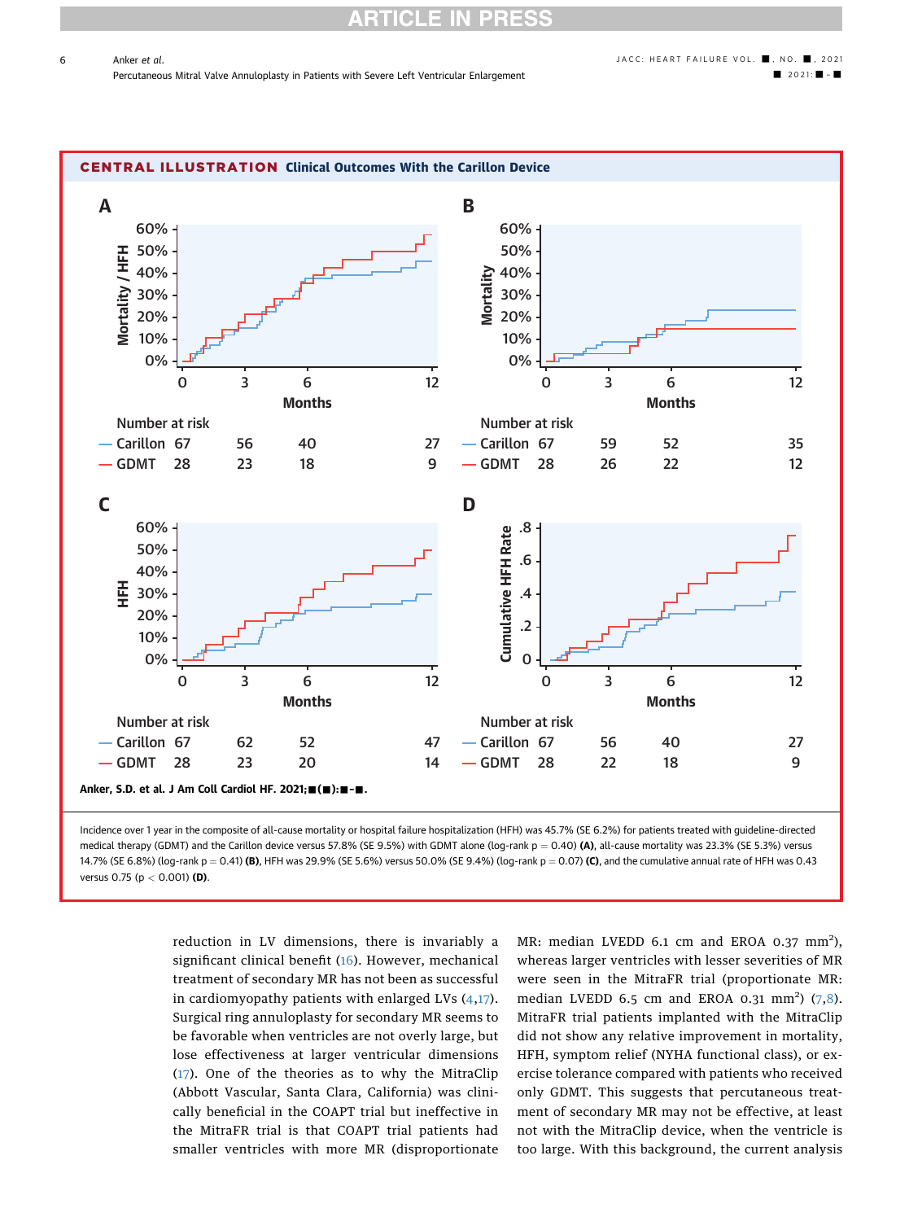**CENTRAL ILLUSTRATION** Clinical Outcomes With the Carillon Device

**A**

Number at risk

| | 0 | 3 | 6 | 12 |
|---|---|---|---|---|
| Carillon | 67 | 56 | 40 | 27 |
| GDMT | 28 | 23 | 18 | 9 |

**B**

Number at risk

| | 0 | 3 | 6 | 12 |
|---|---|---|---|---|
| Carillon | 67 | 59 | 52 | 35 |
| GDMT | 28 | 26 | 22 | 12 |

**C**

Number at risk

| | 0 | 3 | 6 | 12 |
|---|---|---|---|---|
| Carillon | 67 | 62 | 52 | 47 |
| GDMT | 28 | 23 | 20 | 14 |

**D**

Number at risk

| | 0 | 3 | 6 | 12 |
|---|---|---|---|---|
| Carillon | 67 | 56 | 40 | 27 |
| GDMT | 28 | 22 | 18 | 9 |

Anker, S.D. et al. J Am Coll Cardiol HF. 2021;■(■):■-■.

Incidence over 1 year in the composite of all-cause mortality or hospital failure hospitalization (HFH) was 45.7% (SE 6.2%) for patients treated with guideline-directed medical therapy (GDMT) and the Carillon device versus 57.8% (SE 9.5%) with GDMT alone (log-rank $p = 0.40$) **(A)**, all-cause mortality was 23.3% (SE 5.3%) versus 14.7% (SE 6.8%) (log-rank $p = 0.41$) **(B)**, HFH was 29.9% (SE 5.6%) versus 50.0% (SE 9.4%) (log-rank $p = 0.07$) **(C)**, and the cumulative annual rate of HFH was 0.43 versus 0.75 ($p < 0.001$) **(D)**.

reduction in LV dimensions, there is invariably a significant clinical benefit (16). However, mechanical treatment of secondary MR has not been as successful in cardiomyopathy patients with enlarged LVs (4,17). Surgical ring annuloplasty for secondary MR seems to be favorable when ventricles are not overly large, but lose effectiveness at larger ventricular dimensions (17). One of the theories as to why the MitraClip (Abbott Vascular, Santa Clara, California) was clinically beneficial in the COAPT trial but ineffective in the MitraFR trial is that COAPT trial patients had smaller ventricles with more MR (disproportionate MR: median LVEDD 6.1 cm and EROA 0.37 mm$^2$), whereas larger ventricles with lesser severities of MR were seen in the MitraFR trial (proportionate MR: median LVEDD 6.5 cm and EROA 0.31 mm$^2$) (7,8). MitraFR trial patients implanted with the MitraClip did not show any relative improvement in mortality, HFH, symptom relief (NYHA functional class), or exercise tolerance compared with patients who received only GDMT. This suggests that percutaneous treatment of secondary MR may not be effective, at least not with the MitraClip device, when the ventricle is too large. With this background, the current analysis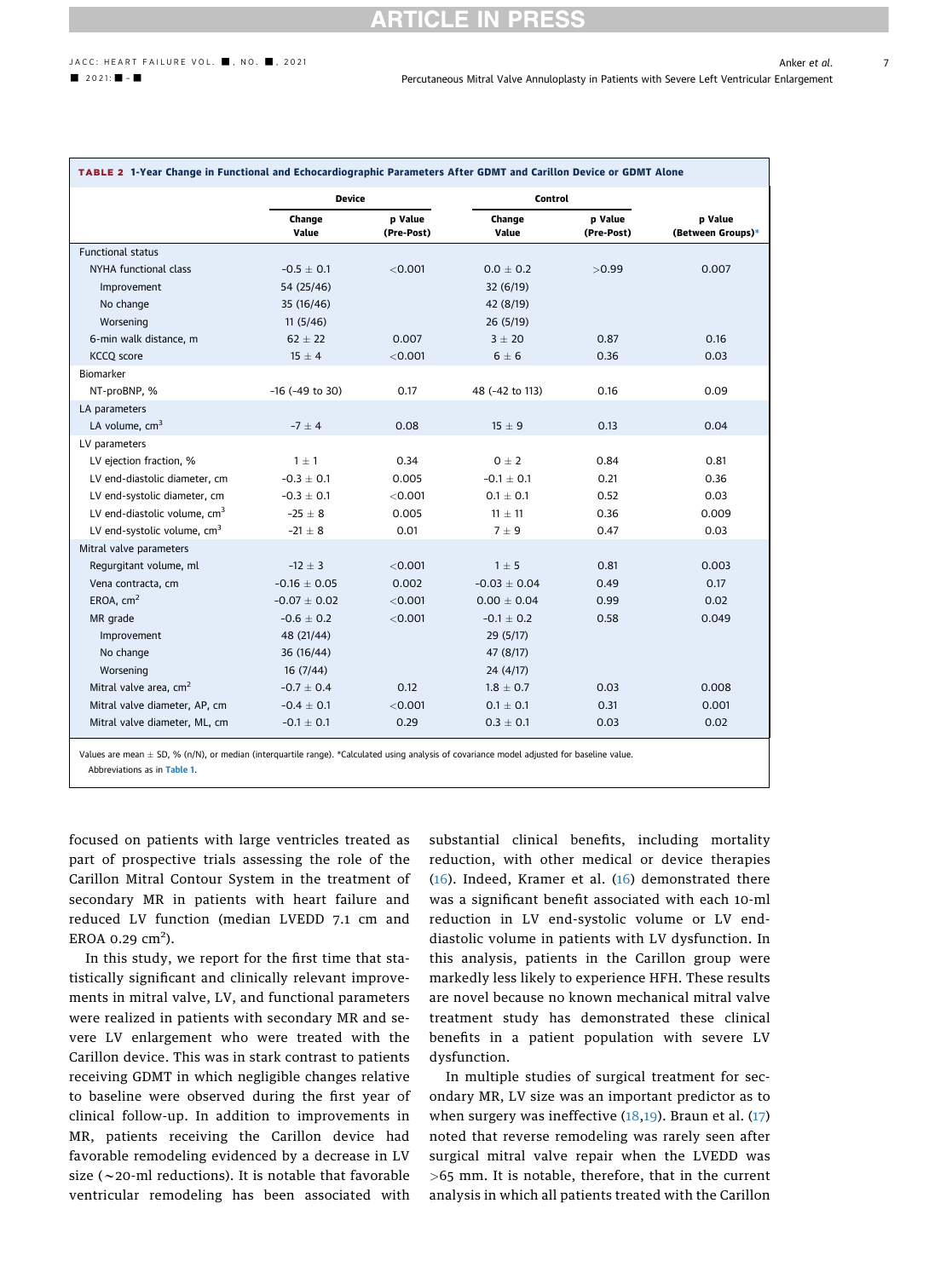**TABLE 2** 1-Year Change in Functional and Echocardiographic Parameters After GDMT and Carillon Device or GDMT Alone

| | Device | | Control | | |
|---|---|---|---|---|---|
| | Change Value | p Value (Pre-Post) | Change Value | p Value (Pre-Post) | p Value (Between Groups)* |
| Functional status | | | | | |
| NYHA functional class | -0.5 ± 0.1 | <0.001 | 0.0 ± 0.2 | >0.99 | 0.007 |
| Improvement | 54 (25/46) | | 32 (6/19) | | |
| No change | 35 (16/46) | | 42 (8/19) | | |
| Worsening | 11 (5/46) | | 26 (5/19) | | |
| 6-min walk distance, m | 62 ± 22 | 0.007 | 3 ± 20 | 0.87 | 0.16 |
| KCCQ score | 15 ± 4 | <0.001 | 6 ± 6 | 0.36 | 0.03 |
| Biomarker | | | | | |
| NT-proBNP, % | -16 (-49 to 30) | 0.17 | 48 (-42 to 113) | 0.16 | 0.09 |
| LA parameters | | | | | |
| LA volume, $cm^3$ | -7 ± 4 | 0.08 | 15 ± 9 | 0.13 | 0.04 |
| LV parameters | | | | | |
| LV ejection fraction, % | 1 ± 1 | 0.34 | 0 ± 2 | 0.84 | 0.81 |
| LV end-diastolic diameter, cm | -0.3 ± 0.1 | 0.005 | -0.1 ± 0.1 | 0.21 | 0.36 |
| LV end-systolic diameter, cm | -0.3 ± 0.1 | <0.001 | 0.1 ± 0.1 | 0.52 | 0.03 |
| LV end-diastolic volume, $cm^3$ | -25 ± 8 | 0.005 | 11 ± 11 | 0.36 | 0.009 |
| LV end-systolic volume, $cm^3$ | -21 ± 8 | 0.01 | 7 ± 9 | 0.47 | 0.03 |
| Mitral valve parameters | | | | | |
| Regurgitant volume, ml | -12 ± 3 | <0.001 | 1 ± 5 | 0.81 | 0.003 |
| Vena contracta, cm | -0.16 ± 0.05 | 0.002 | -0.03 ± 0.04 | 0.49 | 0.17 |
| EROA, $cm^2$ | -0.07 ± 0.02 | <0.001 | 0.00 ± 0.04 | 0.99 | 0.02 |
| MR grade | -0.6 ± 0.2 | <0.001 | -0.1 ± 0.2 | 0.58 | 0.049 |
| Improvement | 48 (21/44) | | 29 (5/17) | | |
| No change | 36 (16/44) | | 47 (8/17) | | |
| Worsening | 16 (7/44) | | 24 (4/17) | | |
| Mitral valve area, $cm^2$ | -0.7 ± 0.4 | 0.12 | 1.8 ± 0.7 | 0.03 | 0.008 |
| Mitral valve diameter, AP, cm | -0.4 ± 0.1 | <0.001 | 0.1 ± 0.1 | 0.31 | 0.001 |
| Mitral valve diameter, ML, cm | -0.1 ± 0.1 | 0.29 | 0.3 ± 0.1 | 0.03 | 0.02 |

Values are mean ± SD, % (n/N), or median (interquartile range). *Calculated using analysis of covariance model adjusted for baseline value.
Abbreviations as in Table 1.

focused on patients with large ventricles treated as part of prospective trials assessing the role of the Carillon Mitral Contour System in the treatment of secondary MR in patients with heart failure and reduced LV function (median LVEDD 7.1 cm and EROA 0.29 $cm^2$).

In this study, we report for the first time that statistically significant and clinically relevant improvements in mitral valve, LV, and functional parameters were realized in patients with secondary MR and severe LV enlargement who were treated with the Carillon device. This was in stark contrast to patients receiving GDMT in which negligible changes relative to baseline were observed during the first year of clinical follow-up. In addition to improvements in MR, patients receiving the Carillon device had favorable remodeling evidenced by a decrease in LV size (~20-ml reductions). It is notable that favorable ventricular remodeling has been associated with substantial clinical benefits, including mortality reduction, with other medical or device therapies (16). Indeed, Kramer et al. (16) demonstrated there was a significant benefit associated with each 10-ml reduction in LV end-systolic volume or LV end-diastolic volume in patients with LV dysfunction. In this analysis, patients in the Carillon group were markedly less likely to experience HFH. These results are novel because no known mechanical mitral valve treatment study has demonstrated these clinical benefits in a patient population with severe LV dysfunction.

In multiple studies of surgical treatment for secondary MR, LV size was an important predictor as to when surgery was ineffective (18,19). Braun et al. (17) noted that reverse remodeling was rarely seen after surgical mitral valve repair when the LVEDD was >65 mm. It is notable, therefore, that in the current analysis in which all patients treated with the Carillon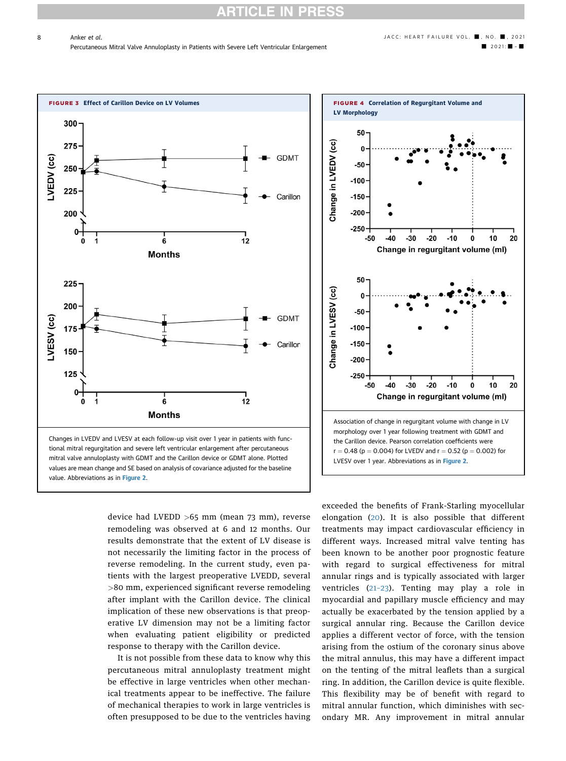**FIGURE 3** Effect of Carillon Device on LV Volumes

Changes in LVEDV and LVESV at each follow-up visit over 1 year in patients with functional mitral regurgitation and severe left ventricular enlargement after percutaneous mitral valve annuloplasty with GDMT and the Carillon device or GDMT alone. Plotted values are mean change and SE based on analysis of covariance adjusted for the baseline value. Abbreviations as in Figure 2.

**FIGURE 4** Correlation of Regurgitant Volume and LV Morphology

Association of change in regurgitant volume with change in LV morphology over 1 year following treatment with GDMT and the Carillon device. Pearson correlation coefficients were $r = 0.48$ ($p = 0.004$) for LVEDV and $r = 0.52$ ($p = 0.002$) for LVESV over 1 year. Abbreviations as in Figure 2.

device had LVEDD >65 mm (mean 73 mm), reverse remodeling was observed at 6 and 12 months. Our results demonstrate that the extent of LV disease is not necessarily the limiting factor in the process of reverse remodeling. In the current study, even patients with the largest preoperative LVEDD, several >80 mm, experienced significant reverse remodeling after implant with the Carillon device. The clinical implication of these new observations is that preoperative LV dimension may not be a limiting factor when evaluating patient eligibility or predicted response to therapy with the Carillon device.

It is not possible from these data to know why this percutaneous mitral annuloplasty treatment might be effective in large ventricles when other mechanical treatments appear to be ineffective. The failure of mechanical therapies to work in large ventricles is often presupposed to be due to the ventricles having exceeded the benefits of Frank-Starling myocellular elongation (20). It is also possible that different treatments may impact cardiovascular efficiency in different ways. Increased mitral valve tenting has been known to be another poor prognostic feature with regard to surgical effectiveness for mitral annular rings and is typically associated with larger ventricles (21-23). Tenting may play a role in myocardial and papillary muscle efficiency and may actually be exacerbated by the tension applied by a surgical annular ring. Because the Carillon device applies a different vector of force, with the tension arising from the ostium of the coronary sinus above the mitral annulus, this may have a different impact on the tenting of the mitral leaflets than a surgical ring. In addition, the Carillon device is quite flexible. This flexibility may be of benefit with regard to mitral annular function, which diminishes with secondary MR. Any improvement in mitral annular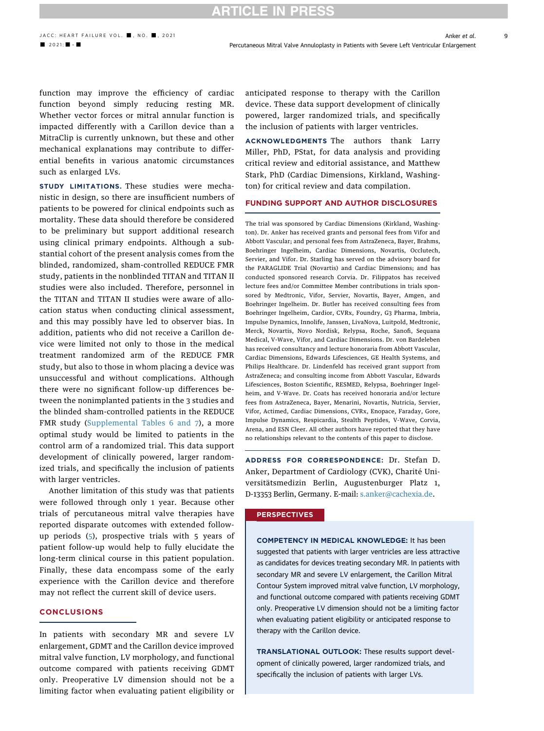function may improve the efficiency of cardiac function beyond simply reducing resting MR. Whether vector forces or mitral annular function is impacted differently with a Carillon device than a MitraClip is currently unknown, but these and other mechanical explanations may contribute to differential benefits in various anatomic circumstances such as enlarged LVs.

**STUDY LIMITATIONS.** These studies were mechanistic in design, so there are insufficient numbers of patients to be powered for clinical endpoints such as mortality. These data should therefore be considered to be preliminary but support additional research using clinical primary endpoints. Although a substantial cohort of the present analysis comes from the blinded, randomized, sham-controlled REDUCE FMR study, patients in the nonblinded TITAN and TITAN II studies were also included. Therefore, personnel in the TITAN and TITAN II studies were aware of allocation status when conducting clinical assessment, and this may possibly have led to observer bias. In addition, patients who did not receive a Carillon device were limited not only to those in the medical treatment randomized arm of the REDUCE FMR study, but also to those in whom placing a device was unsuccessful and without complications. Although there were no significant follow-up differences between the nonimplanted patients in the 3 studies and the blinded sham-controlled patients in the REDUCE FMR study (Supplemental Tables 6 and 7), a more optimal study would be limited to patients in the control arm of a randomized trial. This data support development of clinically powered, larger randomized trials, and specifically the inclusion of patients with larger ventricles.

Another limitation of this study was that patients were followed through only 1 year. Because other trials of percutaneous mitral valve therapies have reported disparate outcomes with extended follow-up periods (5), prospective trials with 5 years of patient follow-up would help to fully elucidate the long-term clinical course in this patient population. Finally, these data encompass some of the early experience with the Carillon device and therefore may not reflect the current skill of device users.

## CONCLUSIONS

In patients with secondary MR and severe LV enlargement, GDMT and the Carillon device improved mitral valve function, LV morphology, and functional outcome compared with patients receiving GDMT only. Preoperative LV dimension should not be a limiting factor when evaluating patient eligibility or anticipated response to therapy with the Carillon device. These data support development of clinically powered, larger randomized trials, and specifically the inclusion of patients with larger ventricles.

**ACKNOWLEDGMENTS** The authors thank Larry Miller, PhD, PStat, for data analysis and providing critical review and editorial assistance, and Matthew Stark, PhD (Cardiac Dimensions, Kirkland, Washington) for critical review and data compilation.

## FUNDING SUPPORT AND AUTHOR DISCLOSURES

The trial was sponsored by Cardiac Dimensions (Kirkland, Washington). Dr. Anker has received grants and personal fees from Vifor and Abbott Vascular; and personal fees from AstraZeneca, Bayer, Brahms, Boehringer Ingelheim, Cardiac Dimensions, Novartis, Occlutech, Servier, and Vifor. Dr. Starling has served on the advisory board for the PARAGLIDE Trial (Novartis) and Cardiac Dimensions; and has conducted sponsored research Corvia. Dr. Filippatos has received lecture fees and/or Committee Member contributions in trials sponsored by Medtronic, Vifor, Servier, Novartis, Bayer, Amgen, and Boehringer Ingelheim. Dr. Butler has received consulting fees from Boehringer Ingelheim, Cardior, CVRx, Foundry, G3 Pharma, Imbria, Impulse Dynamics, Innolife, Janssen, LivaNova, Luitpold, Medtronic, Merck, Novartis, Novo Nordisk, Relypsa, Roche, Sanofi, Sequana Medical, V-Wave, Vifor, and Cardiac Dimensions. Dr. von Bardeleben has received consultancy and lecture honoraria from Abbott Vascular, Cardiac Dimensions, Edwards Lifesciences, GE Health Systems, and Philips Healthcare. Dr. Lindenfeld has received grant support from AstraZeneca; and consulting income from Abbott Vascular, Edwards Lifesciences, Boston Scientific, RESMED, Relypsa, Boehringer Ingelheim, and V-Wave. Dr. Coats has received honoraria and/or lecture fees from AstraZeneca, Bayer, Menarini, Novartis, Nutricia, Servier, Vifor, Actimed, Cardiac Dimensions, CVRx, Enopace, Faraday, Gore, Impulse Dynamics, Respicardia, Stealth Peptides, V-Wave, Corvia, Arena, and ESN Cleer. All other authors have reported that they have no relationships relevant to the contents of this paper to disclose.

**ADDRESS FOR CORRESPONDENCE:** Dr. Stefan D. Anker, Department of Cardiology (CVK), Charité Universitätsmedizin Berlin, Augustenburger Platz 1, D-13353 Berlin, Germany. E-mail: s.anker@cachexia.de.

## PERSPECTIVES

**COMPETENCY IN MEDICAL KNOWLEDGE:** It has been suggested that patients with larger ventricles are less attractive as candidates for devices treating secondary MR. In patients with secondary MR and severe LV enlargement, the Carillon Mitral Contour System improved mitral valve function, LV morphology, and functional outcome compared with patients receiving GDMT only. Preoperative LV dimension should not be a limiting factor when evaluating patient eligibility or anticipated response to therapy with the Carillon device.

**TRANSLATIONAL OUTLOOK:** These results support development of clinically powered, larger randomized trials, and specifically the inclusion of patients with larger LVs.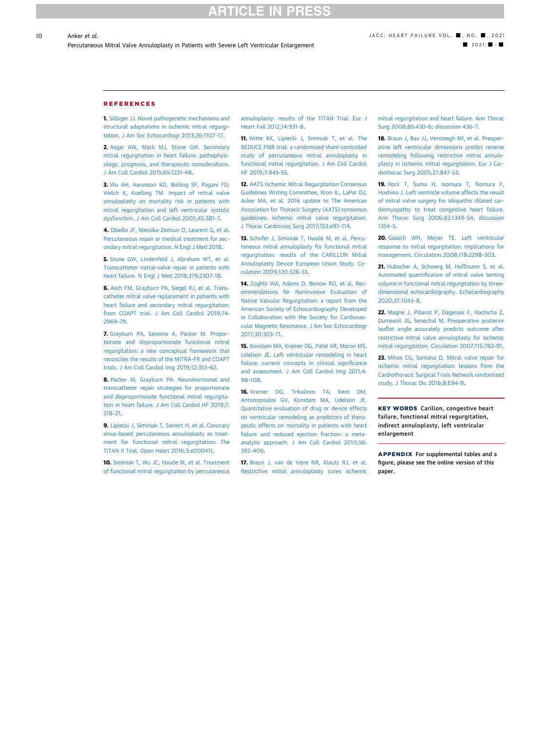## REFERENCES

1. Silbiger JJ. Novel pathogenetic mechanisms and structural adaptations in ischemic mitral regurgitation. J Am Soc Echocardiogr 2013;26:1107–17.

2. Asgar AW, Mack MJ, Stone GW. Secondary mitral regurgitation in heart failure: pathophysiology, prognosis, and therapeutic considerations. J Am Coll Cardiol 2015;65:1231–48.

3. Wu AH, Aaronson KD, Bolling SF, Pagani FD, Welch K, Koelling TM. Impact of mitral valve annuloplasty on mortality risk in patients with mitral regurgitation and left ventricular systolic dysfunction. J Am Coll Cardiol 2005;45:381–7.

4. Obadia JF, Messika-Zeitoun D, Leurent G, et al. Percutaneous repair or medical treatment for secondary mitral regurgitation. N Engl J Med 2018.

5. Stone GW, Lindenfeld J, Abraham WT, et al. Transcatheter mitral-valve repair in patients with heart failure. N Engl J Med 2018;379:2307–18.

6. Asch FM, Grayburn PA, Siegel RJ, et al. Transcatheter mitral valve replacement in patients with heart failure and secondary mitral regurgitation: from COAPT trial. J Am Coll Cardiol 2019;74:2969–79.

7. Grayburn PA, Sannino A, Packer M. Proportionate and disproportionate functional mitral regurgitation: a new conceptual framework that reconciles the results of the MITRA-FR and COAPT trials. J Am Coll Cardiol Img 2019;12:353–62.

8. Packer M, Grayburn PA. Neurohormonal and transcatheter repair strategies for proportionate and disproportionate functional mitral regurgitation in heart failure. J Am Coll Cardiol HF 2019;7:518–21.

9. Lipiecki J, Siminiak T, Sievert H, et al. Coronary sinus-based percutaneous annuloplasty as treatment for functional mitral regurgitation: The TITAN II Trial. Open Heart 2016;3:e000411.

10. Siminiak T, Wu JC, Haude M, et al. Treatment of functional mitral regurgitation by percutaneous annuloplasty: results of the TITAN Trial. Eur J Heart Fail 2012;14:931–8.

11. Witte KK, Lipiecki J, Siminiak T, et al. The REDUCE FMR trial: a randomized sham-controlled study of percutaneous mitral annuloplasty in functional mitral regurgitation. J Am Coll Cardiol HF 2019;7:945–55.

12. AATS Ischemic Mitral Regurgitation Consensus Guidelines Writing Committee, Kron IL, LaPar DJ, Acker MA, et al. 2016 update to The American Association for Thoracic Surgery (AATS) consensus guidelines: ischemic mitral valve regurgitation. J Thorac Cardiovasc Surg 2017;153:e97–114.

13. Schofer J, Siminiak T, Haude M, et al. Percutaneous mitral annuloplasty for functional mitral regurgitation: results of the CARILLON Mitral Annuloplasty Device European Union Study. Circulation 2009;120:326–33.

14. Zoghbi WA, Adams D, Bonow RO, et al. Recommendations for Noninvasive Evaluation of Native Valvular Regurgitation: a report from the American Society of Echocardiography Developed in Collaboration with the Society for Cardiovascular Magnetic Resonance. J Am Soc Echocardiogr 2017;30:303–71.

15. Konstam MA, Kramer DG, Patel AR, Maron MS, Udelson JE. Left ventricular remodeling in heart failure: current concepts in clinical significance and assessment. J Am Coll Cardiol Img 2011;4:98–108.

16. Kramer DG, Trikalinos TA, Kent DM, Antonopoulos GV, Konstam MA, Udelson JE. Quantitative evaluation of drug or device effects on ventricular remodeling as predictors of therapeutic effects on mortality in patients with heart failure and reduced ejection fraction: a meta-analytic approach. J Am Coll Cardiol 2010;56:392–406.

17. Braun J, van de Veire NR, Klautz RJ, et al. Restrictive mitral annuloplasty cures ischemic mitral regurgitation and heart failure. Ann Thorac Surg 2008;85:430–6; discussion 436–7.

18. Braun J, Bax JJ, Versteegh MI, et al. Preoperative left ventricular dimensions predict reverse remodeling following restrictive mitral annuloplasty in ischemic mitral regurgitation. Eur J Cardiothorac Surg 2005;27:847–53.

19. Horii T, Suma H, Isomura T, Nomura F, Hoshino J. Left ventricle volume affects the result of mitral valve surgery for idiopathic dilated cardiomyopathy to treat congestive heart failure. Ann Thorac Surg 2006;82:1349–54; discussion 1354–5.

20. Gaasch WH, Meyer TE. Left ventricular response to mitral regurgitation: implications for management. Circulation 2008;118:2298–303.

21. Hubscher A, Schwerg M, Hoffmann S, et al. Automated quantification of mitral valve tenting volume in functional mitral regurgitation by three-dimensional echocardiography. Echocardiography 2020;37:1043–8.

22. Magne J, Pibarot P, Dagenais F, Hachicha Z, Dumesnil JG, Senechal M. Preoperative posterior leaflet angle accurately predicts outcome after restrictive mitral valve annuloplasty for ischemic mitral regurgitation. Circulation 2007;115:782–91.

23. Mihos CG, Santana O. Mitral valve repair for ischemic mitral regurgitation: lessons from the Cardiothoracic Surgical Trials Network randomized study. J Thorac Dis 2016;8:E94–9.

**KEY WORDS** Carillon, congestive heart failure, functional mitral regurgitation, indirect annuloplasty, left ventricular enlargement

**APPENDIX** For supplemental tables and a figure, please see the online version of this paper.